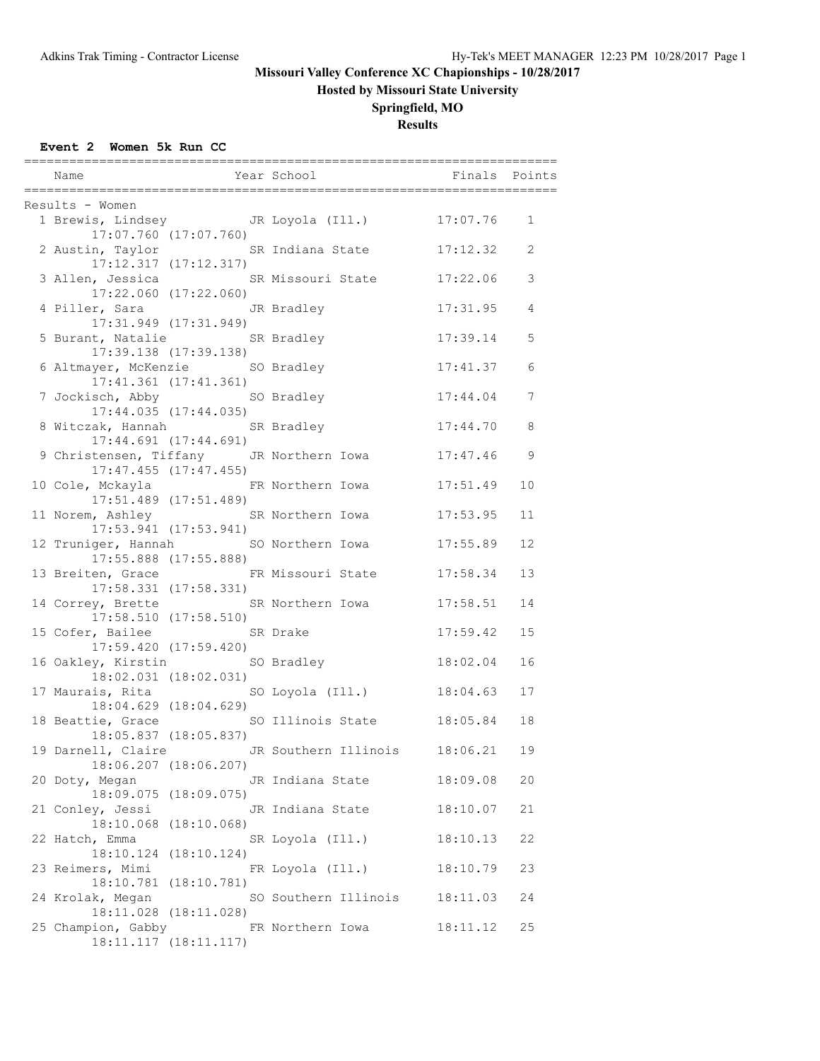# Missouri Valley Conference XC Chapionships - 10/28/2017

## Hosted by Missouri State University

## Springfield, MO

## Results

### Event 2 Women 5k Run CC

Results - Women

| Place | Name | Year | School | Finals | Points |
|---|---|---|---|---|---|
| 1 | Brewis, Lindsey | JR | Loyola (Ill.) | 17:07.76 | 1 |
| | 17:07.760 (17:07.760) | | | | |
| 2 | Austin, Taylor | SR | Indiana State | 17:12.32 | 2 |
| | 17:12.317 (17:12.317) | | | | |
| 3 | Allen, Jessica | SR | Missouri State | 17:22.06 | 3 |
| | 17:22.060 (17:22.060) | | | | |
| 4 | Piller, Sara | JR | Bradley | 17:31.95 | 4 |
| | 17:31.949 (17:31.949) | | | | |
| 5 | Burant, Natalie | SR | Bradley | 17:39.14 | 5 |
| | 17:39.138 (17:39.138) | | | | |
| 6 | Altmayer, McKenzie | SO | Bradley | 17:41.37 | 6 |
| | 17:41.361 (17:41.361) | | | | |
| 7 | Jockisch, Abby | SO | Bradley | 17:44.04 | 7 |
| | 17:44.035 (17:44.035) | | | | |
| 8 | Witczak, Hannah | SR | Bradley | 17:44.70 | 8 |
| | 17:44.691 (17:44.691) | | | | |
| 9 | Christensen, Tiffany | JR | Northern Iowa | 17:47.46 | 9 |
| | 17:47.455 (17:47.455) | | | | |
| 10 | Cole, Mckayla | FR | Northern Iowa | 17:51.49 | 10 |
| | 17:51.489 (17:51.489) | | | | |
| 11 | Norem, Ashley | SR | Northern Iowa | 17:53.95 | 11 |
| | 17:53.941 (17:53.941) | | | | |
| 12 | Truniger, Hannah | SO | Northern Iowa | 17:55.89 | 12 |
| | 17:55.888 (17:55.888) | | | | |
| 13 | Breiten, Grace | FR | Missouri State | 17:58.34 | 13 |
| | 17:58.331 (17:58.331) | | | | |
| 14 | Correy, Brette | SR | Northern Iowa | 17:58.51 | 14 |
| | 17:58.510 (17:58.510) | | | | |
| 15 | Cofer, Bailee | SR | Drake | 17:59.42 | 15 |
| | 17:59.420 (17:59.420) | | | | |
| 16 | Oakley, Kirstin | SO | Bradley | 18:02.04 | 16 |
| | 18:02.031 (18:02.031) | | | | |
| 17 | Maurais, Rita | SO | Loyola (Ill.) | 18:04.63 | 17 |
| | 18:04.629 (18:04.629) | | | | |
| 18 | Beattie, Grace | SO | Illinois State | 18:05.84 | 18 |
| | 18:05.837 (18:05.837) | | | | |
| 19 | Darnell, Claire | JR | Southern Illinois | 18:06.21 | 19 |
| | 18:06.207 (18:06.207) | | | | |
| 20 | Doty, Megan | JR | Indiana State | 18:09.08 | 20 |
| | 18:09.075 (18:09.075) | | | | |
| 21 | Conley, Jessi | JR | Indiana State | 18:10.07 | 21 |
| | 18:10.068 (18:10.068) | | | | |
| 22 | Hatch, Emma | SR | Loyola (Ill.) | 18:10.13 | 22 |
| | 18:10.124 (18:10.124) | | | | |
| 23 | Reimers, Mimi | FR | Loyola (Ill.) | 18:10.79 | 23 |
| | 18:10.781 (18:10.781) | | | | |
| 24 | Krolak, Megan | SO | Southern Illinois | 18:11.03 | 24 |
| | 18:11.028 (18:11.028) | | | | |
| 25 | Champion, Gabby | FR | Northern Iowa | 18:11.12 | 25 |
| | 18:11.117 (18:11.117) | | | | |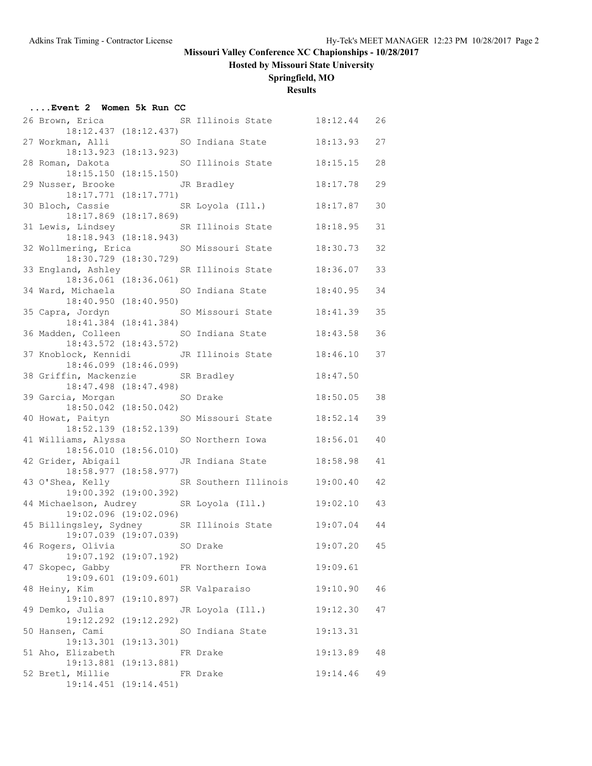**Missouri Valley Conference XC Chapionships - 10/28/2017**

**Hosted by Missouri State University**

**Springfield, MO**

**Results**

### ....Event 2 Women 5k Run CC

| Place | Name | Year | School | Time | Points | Split |
|---|---|---|---|---|---|---|
| 26 | Brown, Erica | SR | Illinois State | 18:12.44 | 26 | 18:12.437 (18:12.437) |
| 27 | Workman, Alli | SO | Indiana State | 18:13.93 | 27 | 18:13.923 (18:13.923) |
| 28 | Roman, Dakota | SO | Illinois State | 18:15.15 | 28 | 18:15.150 (18:15.150) |
| 29 | Nusser, Brooke | JR | Bradley | 18:17.78 | 29 | 18:17.771 (18:17.771) |
| 30 | Bloch, Cassie | SR | Loyola (Ill.) | 18:17.87 | 30 | 18:17.869 (18:17.869) |
| 31 | Lewis, Lindsey | SR | Illinois State | 18:18.95 | 31 | 18:18.943 (18:18.943) |
| 32 | Wollmering, Erica | SO | Missouri State | 18:30.73 | 32 | 18:30.729 (18:30.729) |
| 33 | England, Ashley | SR | Illinois State | 18:36.07 | 33 | 18:36.061 (18:36.061) |
| 34 | Ward, Michaela | SO | Indiana State | 18:40.95 | 34 | 18:40.950 (18:40.950) |
| 35 | Capra, Jordyn | SO | Missouri State | 18:41.39 | 35 | 18:41.384 (18:41.384) |
| 36 | Madden, Colleen | SO | Indiana State | 18:43.58 | 36 | 18:43.572 (18:43.572) |
| 37 | Knoblock, Kennidi | JR | Illinois State | 18:46.10 | 37 | 18:46.099 (18:46.099) |
| 38 | Griffin, Mackenzie | SR | Bradley | 18:47.50 | | 18:47.498 (18:47.498) |
| 39 | Garcia, Morgan | SO | Drake | 18:50.05 | 38 | 18:50.042 (18:50.042) |
| 40 | Howat, Paityn | SO | Missouri State | 18:52.14 | 39 | 18:52.139 (18:52.139) |
| 41 | Williams, Alyssa | SO | Northern Iowa | 18:56.01 | 40 | 18:56.010 (18:56.010) |
| 42 | Grider, Abigail | JR | Indiana State | 18:58.98 | 41 | 18:58.977 (18:58.977) |
| 43 | O'Shea, Kelly | SR | Southern Illinois | 19:00.40 | 42 | 19:00.392 (19:00.392) |
| 44 | Michaelson, Audrey | SR | Loyola (Ill.) | 19:02.10 | 43 | 19:02.096 (19:02.096) |
| 45 | Billingsley, Sydney | SR | Illinois State | 19:07.04 | 44 | 19:07.039 (19:07.039) |
| 46 | Rogers, Olivia | SO | Drake | 19:07.20 | 45 | 19:07.192 (19:07.192) |
| 47 | Skopec, Gabby | FR | Northern Iowa | 19:09.61 | | 19:09.601 (19:09.601) |
| 48 | Heiny, Kim | SR | Valparaiso | 19:10.90 | 46 | 19:10.897 (19:10.897) |
| 49 | Demko, Julia | JR | Loyola (Ill.) | 19:12.30 | 47 | 19:12.292 (19:12.292) |
| 50 | Hansen, Cami | SO | Indiana State | 19:13.31 | | 19:13.301 (19:13.301) |
| 51 | Aho, Elizabeth | FR | Drake | 19:13.89 | 48 | 19:13.881 (19:13.881) |
| 52 | Bretl, Millie | FR | Drake | 19:14.46 | 49 | 19:14.451 (19:14.451) |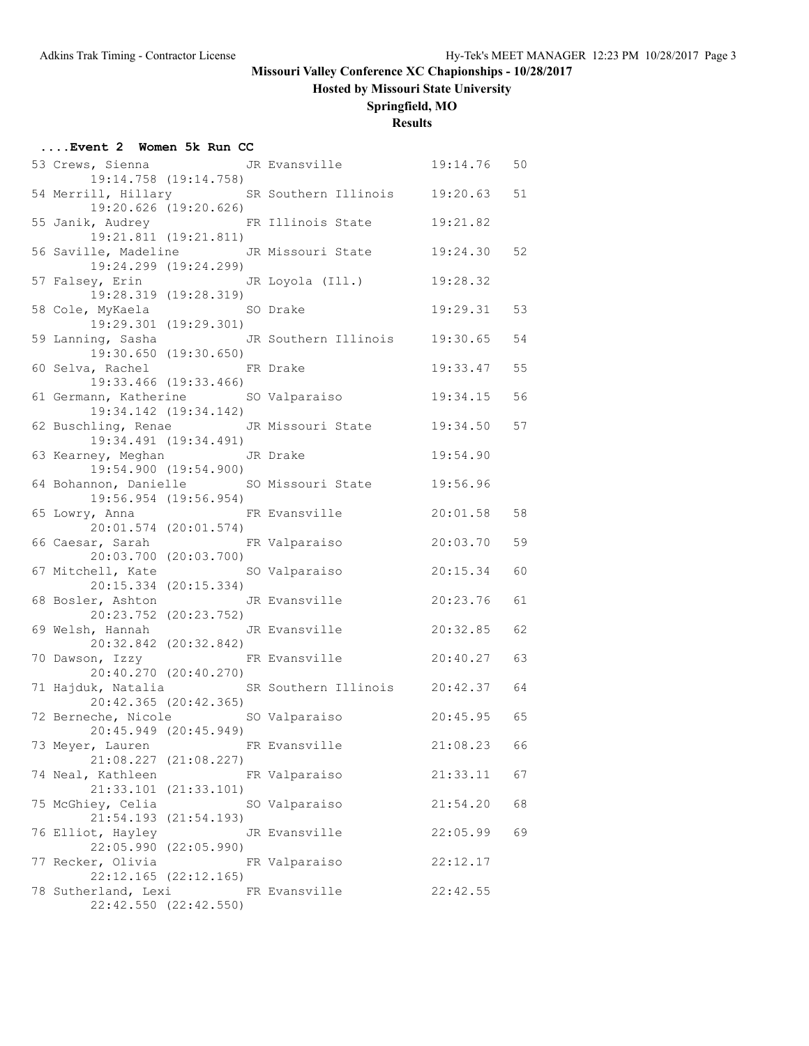# Missouri Valley Conference XC Chapionships - 10/28/2017

## Hosted by Missouri State University

## Springfield, MO

## Results

### ....Event 2 Women 5k Run CC

```
 53 Crews, Sienna              JR Evansville            19:14.76   50 
        19:14.758 (19:14.758)
 54 Merrill, Hillary           SR Southern Illinois     19:20.63   51 
        19:20.626 (19:20.626)
 55 Janik, Audrey              FR Illinois State        19:21.82      
        19:21.811 (19:21.811)
 56 Saville, Madeline          JR Missouri State        19:24.30   52 
        19:24.299 (19:24.299)
 57 Falsey, Erin               JR Loyola (Ill.)         19:28.32      
        19:28.319 (19:28.319)
 58 Cole, MyKaela              SO Drake                 19:29.31   53 
        19:29.301 (19:29.301)
 59 Lanning, Sasha             JR Southern Illinois     19:30.65   54 
        19:30.650 (19:30.650)
 60 Selva, Rachel              FR Drake                 19:33.47   55 
        19:33.466 (19:33.466)
 61 Germann, Katherine         SO Valparaiso            19:34.15   56 
        19:34.142 (19:34.142)
 62 Buschling, Renae           JR Missouri State        19:34.50   57 
        19:34.491 (19:34.491)
 63 Kearney, Meghan            JR Drake                 19:54.90      
        19:54.900 (19:54.900)
 64 Bohannon, Danielle         SO Missouri State        19:56.96      
        19:56.954 (19:56.954)
 65 Lowry, Anna                FR Evansville            20:01.58   58 
        20:01.574 (20:01.574)
 66 Caesar, Sarah              FR Valparaiso            20:03.70   59 
        20:03.700 (20:03.700)
 67 Mitchell, Kate             SO Valparaiso            20:15.34   60 
        20:15.334 (20:15.334)
 68 Bosler, Ashton             JR Evansville            20:23.76   61 
        20:23.752 (20:23.752)
 69 Welsh, Hannah              JR Evansville            20:32.85   62 
        20:32.842 (20:32.842)
 70 Dawson, Izzy               FR Evansville            20:40.27   63 
        20:40.270 (20:40.270)
 71 Hajduk, Natalia            SR Southern Illinois     20:42.37   64 
        20:42.365 (20:42.365)
 72 Berneche, Nicole           SO Valparaiso            20:45.95   65 
        20:45.949 (20:45.949)
 73 Meyer, Lauren              FR Evansville            21:08.23   66 
        21:08.227 (21:08.227)
 74 Neal, Kathleen             FR Valparaiso            21:33.11   67 
        21:33.101 (21:33.101)
 75 McGhiey, Celia             SO Valparaiso            21:54.20   68 
        21:54.193 (21:54.193)
 76 Elliot, Hayley             JR Evansville            22:05.99   69 
        22:05.990 (22:05.990)
 77 Recker, Olivia             FR Valparaiso            22:12.17      
        22:12.165 (22:12.165)
 78 Sutherland, Lexi           FR Evansville            22:42.55      
        22:42.550 (22:42.550)
```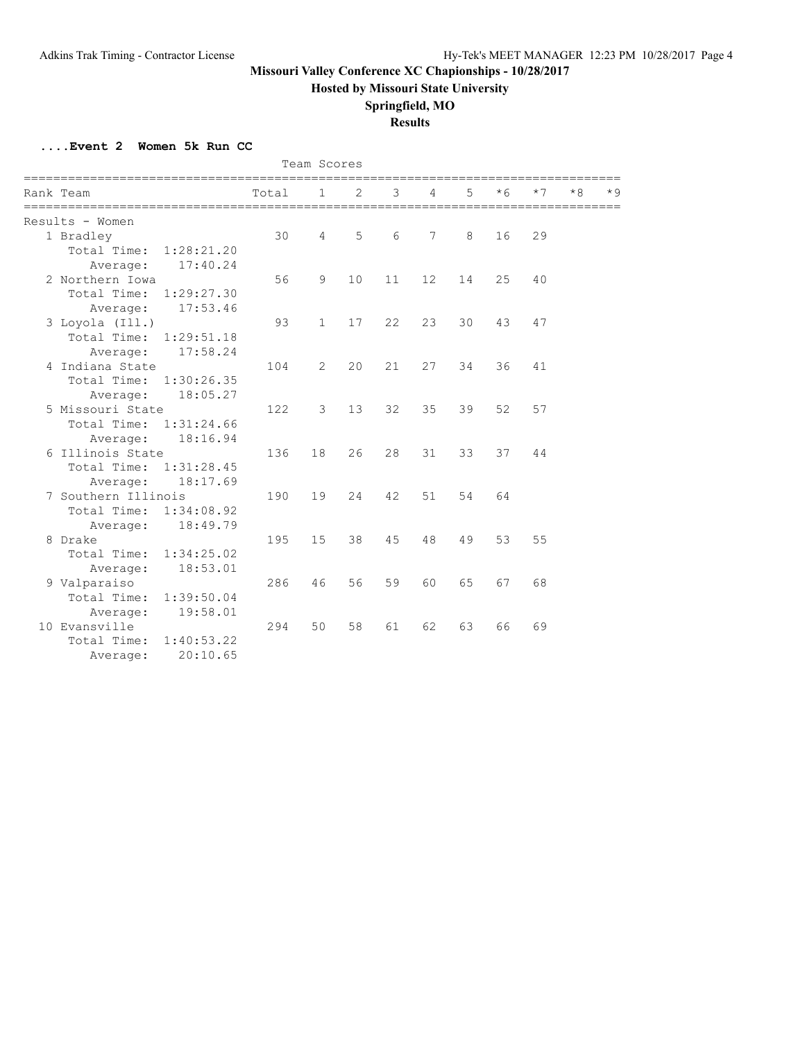**Missouri Valley Conference XC Chapionships - 10/28/2017**

**Hosted by Missouri State University**

**Springfield, MO**

**Results**

**....Event 2 Women 5k Run CC**

Team Scores

| Rank Team | Total | 1 | 2 | 3 | 4 | 5 | *6 | *7 | *8 | *9 |
|---|---|---|---|---|---|---|---|---|---|---|
| Results - Women | | | | | | | | | | |
| 1 Bradley | 30 | 4 | 5 | 6 | 7 | 8 | 16 | 29 | | |
| Total Time: 1:28:21.20 | | | | | | | | | | |
| Average: 17:40.24 | | | | | | | | | | |
| 2 Northern Iowa | 56 | 9 | 10 | 11 | 12 | 14 | 25 | 40 | | |
| Total Time: 1:29:27.30 | | | | | | | | | | |
| Average: 17:53.46 | | | | | | | | | | |
| 3 Loyola (Ill.) | 93 | 1 | 17 | 22 | 23 | 30 | 43 | 47 | | |
| Total Time: 1:29:51.18 | | | | | | | | | | |
| Average: 17:58.24 | | | | | | | | | | |
| 4 Indiana State | 104 | 2 | 20 | 21 | 27 | 34 | 36 | 41 | | |
| Total Time: 1:30:26.35 | | | | | | | | | | |
| Average: 18:05.27 | | | | | | | | | | |
| 5 Missouri State | 122 | 3 | 13 | 32 | 35 | 39 | 52 | 57 | | |
| Total Time: 1:31:24.66 | | | | | | | | | | |
| Average: 18:16.94 | | | | | | | | | | |
| 6 Illinois State | 136 | 18 | 26 | 28 | 31 | 33 | 37 | 44 | | |
| Total Time: 1:31:28.45 | | | | | | | | | | |
| Average: 18:17.69 | | | | | | | | | | |
| 7 Southern Illinois | 190 | 19 | 24 | 42 | 51 | 54 | 64 | | | |
| Total Time: 1:34:08.92 | | | | | | | | | | |
| Average: 18:49.79 | | | | | | | | | | |
| 8 Drake | 195 | 15 | 38 | 45 | 48 | 49 | 53 | 55 | | |
| Total Time: 1:34:25.02 | | | | | | | | | | |
| Average: 18:53.01 | | | | | | | | | | |
| 9 Valparaiso | 286 | 46 | 56 | 59 | 60 | 65 | 67 | 68 | | |
| Total Time: 1:39:50.04 | | | | | | | | | | |
| Average: 19:58.01 | | | | | | | | | | |
| 10 Evansville | 294 | 50 | 58 | 61 | 62 | 63 | 66 | 69 | | |
| Total Time: 1:40:53.22 | | | | | | | | | | |
| Average: 20:10.65 | | | | | | | | | | |